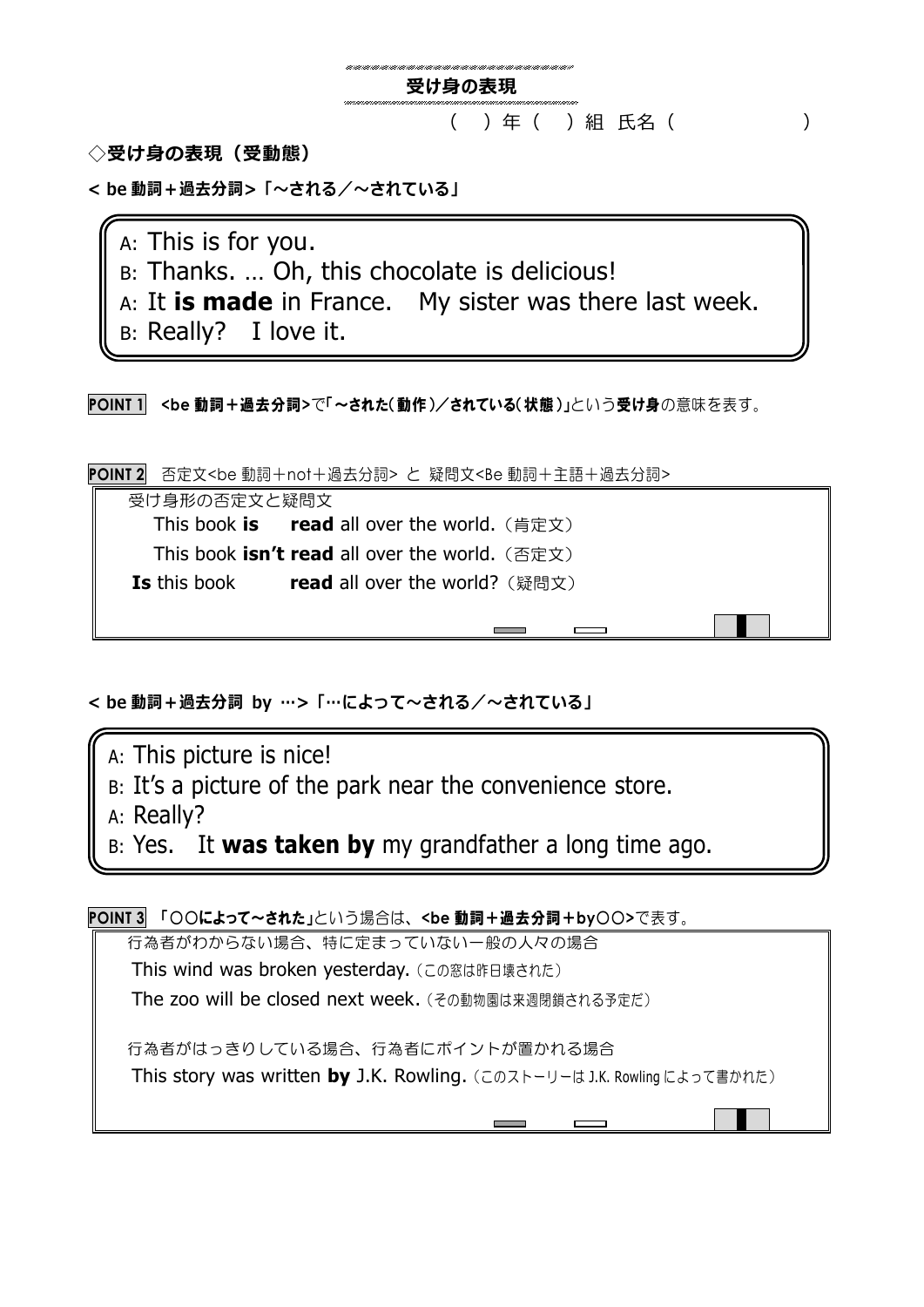# 受け身の表現

（　）年（　）組　氏名（　　　　　　　）

## ◇受け身の表現（受動態）

**< be 動詞＋過去分詞>「～される／～されている」**

A: This is for you.
B: Thanks. … Oh, this chocolate is delicious!
A: It **is made** in France.　My sister was there last week.
B: Really?　I love it.

**POINT 1**　**<be 動詞＋過去分詞>**で**「～された(動作)／されている(状態)」**という**受け身**の意味を表す。

**POINT 2**　否定文<be 動詞＋not＋過去分詞> と 疑問文<Be 動詞＋主語＋過去分詞>

受け身形の否定文と疑問文

This book **is** **read** all over the world.（肯定文）
This book **isn't read** all over the world.（否定文）
**Is** this book **read** all over the world?（疑問文）

**< be 動詞＋過去分詞 by …>「…によって～される／～されている」**

A: This picture is nice!
B: It's a picture of the park near the convenience store.
A: Really?
B: Yes.　It **was taken by** my grandfather a long time ago.

**POINT 3**　**「〇〇によって～された」**という場合は、**<be 動詞＋過去分詞＋by〇〇>**で表す。

行為者がわからない場合、特に定まっていない一般の人々の場合

This wind was broken yesterday.（この窓は昨日壊された）
The zoo will be closed next week.（その動物園は来週閉鎖される予定だ）

行為者がはっきりしている場合、行為者にポイントが置かれる場合

This story was written **by** J.K. Rowling.（このストーリーは J.K. Rowling によって書かれた）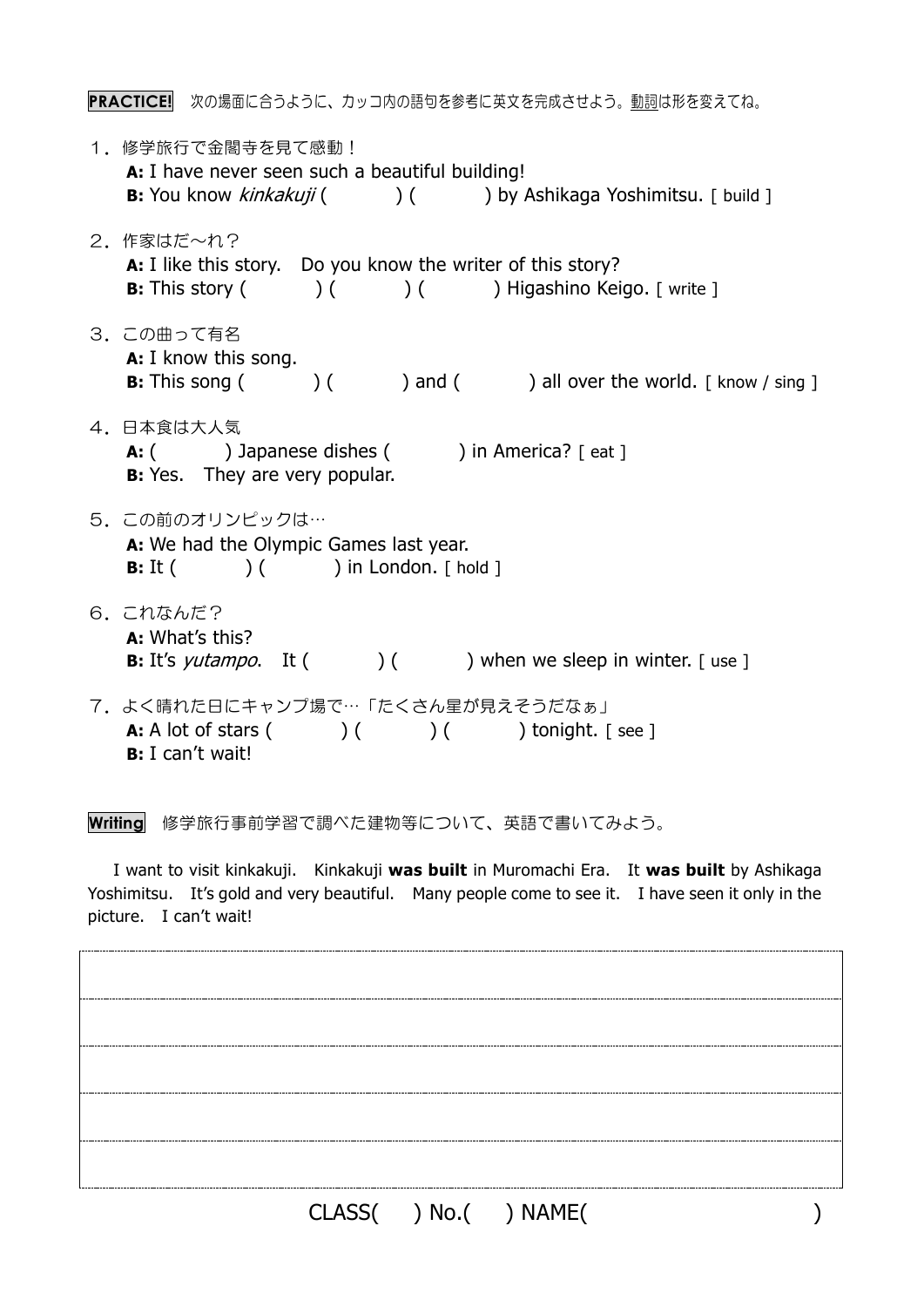**PRACTICE!**　次の場面に合うように、カッコ内の語句を参考に英文を完成させよう。<u>動詞</u>は形を変えてね。

１．修学旅行で金閣寺を見て感動！

**A:** I have never seen such a beautiful building!
**B:** You know *kinkakuji* (　　　) (　　　) by Ashikaga Yoshimitsu. [ build ]

２．作家はだ～れ？

**A:** I like this story.　Do you know the writer of this story?
**B:** This story (　　　) (　　　) (　　　) Higashino Keigo. [ write ]

３．この曲って有名

**A:** I know this song.
**B:** This song (　　　) (　　　) and (　　　) all over the world. [ know / sing ]

４．日本食は大人気

**A:** (　　　) Japanese dishes (　　　) in America? [ eat ]
**B:** Yes.　They are very popular.

５．この前のオリンピックは…

**A:** We had the Olympic Games last year.
**B:** It (　　　) (　　　) in London. [ hold ]

６．これなんだ？

**A:** What's this?
**B:** It's *yutampo*.　It (　　　) (　　　) when we sleep in winter. [ use ]

７．よく晴れた日にキャンプ場で…「たくさん星が見えそうだなぁ」

**A:** A lot of stars (　　　) (　　　) (　　　) tonight. [ see ]
**B:** I can't wait!

**Writing**　修学旅行事前学習で調べた建物等について、英語で書いてみよう。

I want to visit kinkakuji.　Kinkakuji **was built** in Muromachi Era.　It **was built** by Ashikaga Yoshimitsu.　It's gold and very beautiful.　Many people come to see it.　I have seen it only in the picture.　I can't wait!

CLASS(　　) No.(　　) NAME(　　　　　　　　　　)